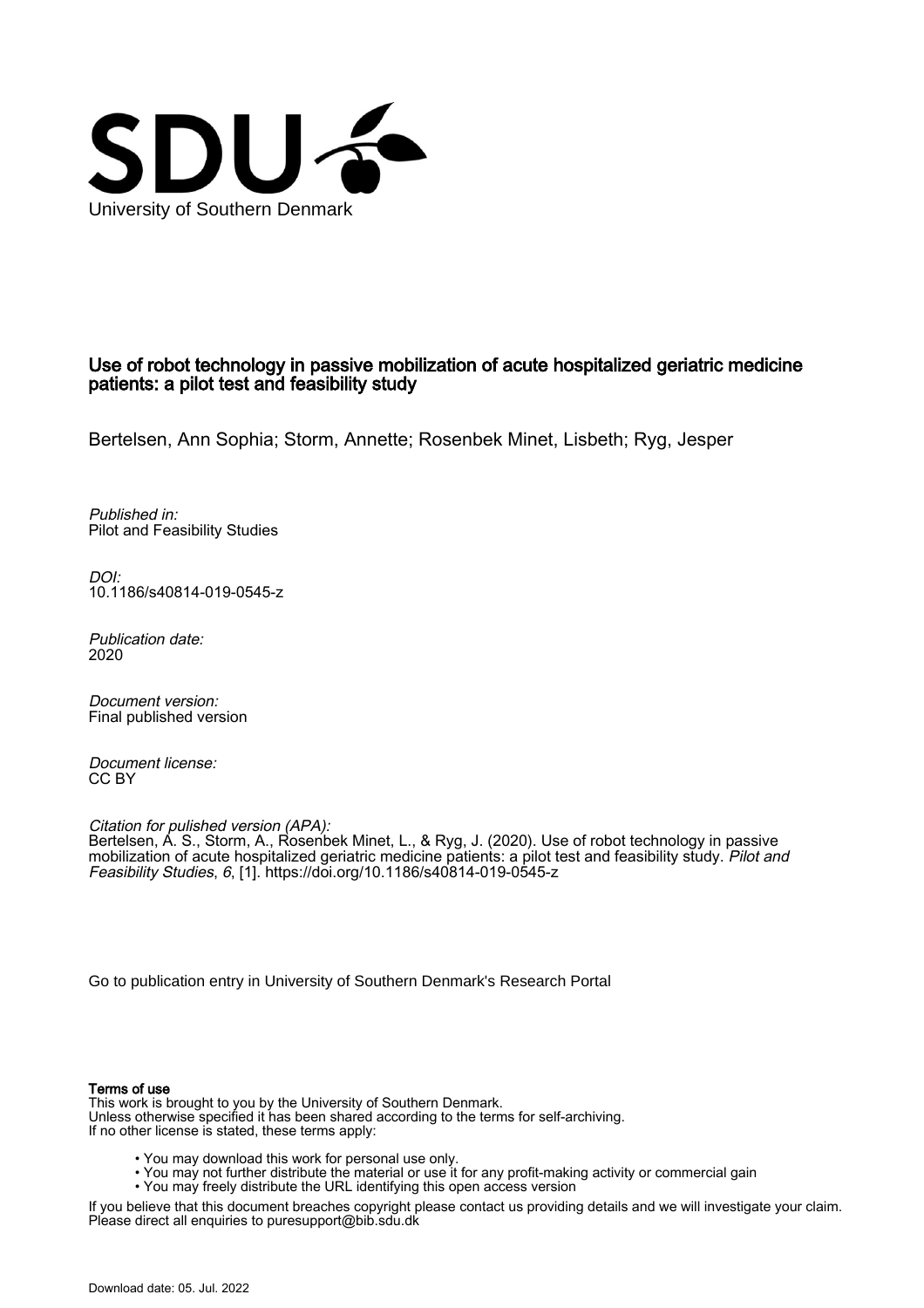University of Southern Denmark

# Use of robot technology in passive mobilization of acute hospitalized geriatric medicine patients: a pilot test and feasibility study

Bertelsen, Ann Sophia; Storm, Annette; Rosenbek Minet, Lisbeth; Ryg, Jesper

*Published in:*
Pilot and Feasibility Studies

*DOI:*
10.1186/s40814-019-0545-z

*Publication date:*
2020

*Document version:*
Final published version

*Document license:*
CC BY

*Citation for pulished version (APA):*
Bertelsen, A. S., Storm, A., Rosenbek Minet, L., & Ryg, J. (2020). Use of robot technology in passive mobilization of acute hospitalized geriatric medicine patients: a pilot test and feasibility study. *Pilot and Feasibility Studies*, *6*, [1]. https://doi.org/10.1186/s40814-019-0545-z

Go to publication entry in University of Southern Denmark's Research Portal

**Terms of use**

This work is brought to you by the University of Southern Denmark.
Unless otherwise specified it has been shared according to the terms for self-archiving.
If no other license is stated, these terms apply:

- You may download this work for personal use only.
- You may not further distribute the material or use it for any profit-making activity or commercial gain
- You may freely distribute the URL identifying this open access version

If you believe that this document breaches copyright please contact us providing details and we will investigate your claim.
Please direct all enquiries to puresupport@bib.sdu.dk

Download date: 05. Jul. 2022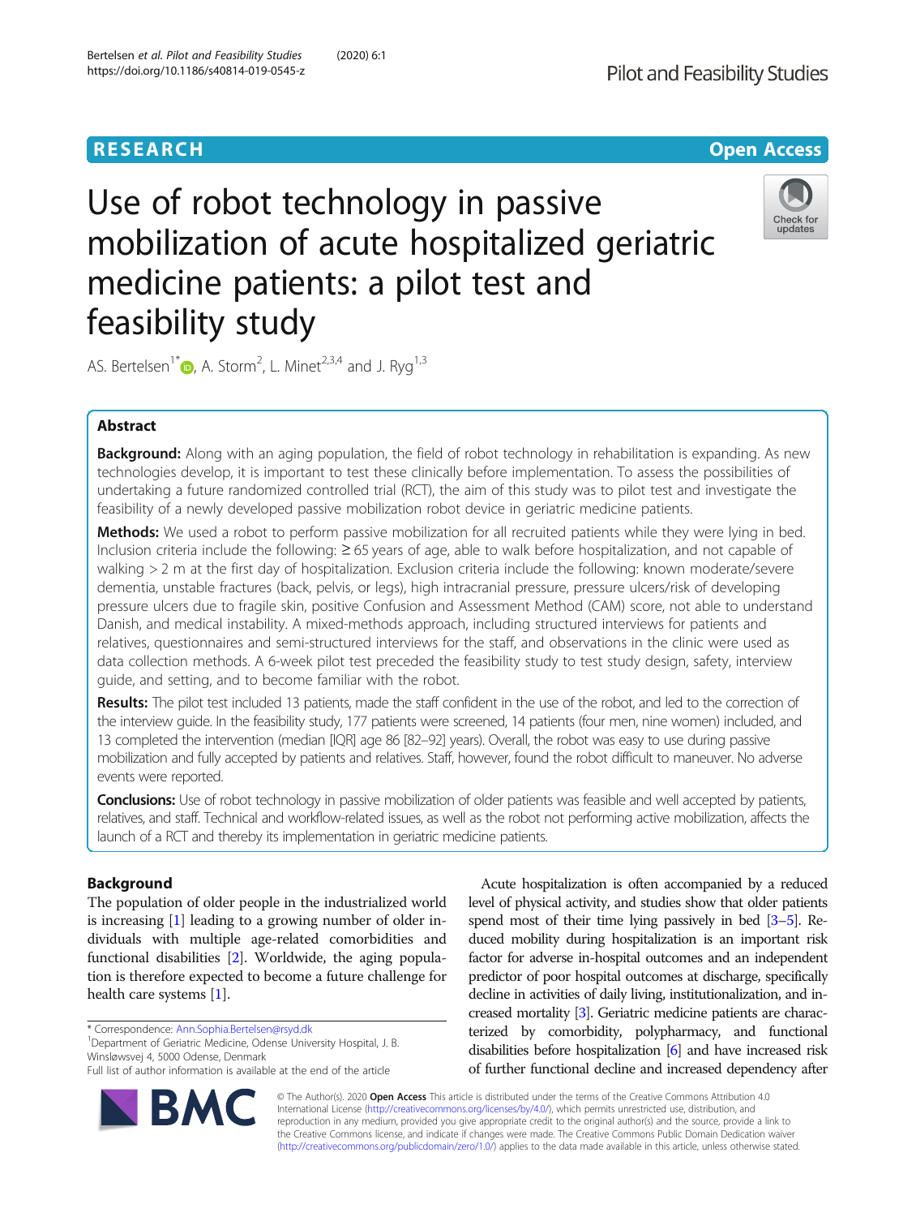# Use of robot technology in passive mobilization of acute hospitalized geriatric medicine patients: a pilot test and feasibility study

AS. Bertelsen[1*], A. Storm[2], L. Minet[2,3,4] and J. Ryg[1,3]

## Abstract

**Background:** Along with an aging population, the field of robot technology in rehabilitation is expanding. As new technologies develop, it is important to test these clinically before implementation. To assess the possibilities of undertaking a future randomized controlled trial (RCT), the aim of this study was to pilot test and investigate the feasibility of a newly developed passive mobilization robot device in geriatric medicine patients.

**Methods:** We used a robot to perform passive mobilization for all recruited patients while they were lying in bed. Inclusion criteria include the following: ≥ 65 years of age, able to walk before hospitalization, and not capable of walking > 2 m at the first day of hospitalization. Exclusion criteria include the following: known moderate/severe dementia, unstable fractures (back, pelvis, or legs), high intracranial pressure, pressure ulcers/risk of developing pressure ulcers due to fragile skin, positive Confusion and Assessment Method (CAM) score, not able to understand Danish, and medical instability. A mixed-methods approach, including structured interviews for patients and relatives, questionnaires and semi-structured interviews for the staff, and observations in the clinic were used as data collection methods. A 6-week pilot test preceded the feasibility study to test study design, safety, interview guide, and setting, and to become familiar with the robot.

**Results:** The pilot test included 13 patients, made the staff confident in the use of the robot, and led to the correction of the interview guide. In the feasibility study, 177 patients were screened, 14 patients (four men, nine women) included, and 13 completed the intervention (median [IQR] age 86 [82–92] years). Overall, the robot was easy to use during passive mobilization and fully accepted by patients and relatives. Staff, however, found the robot difficult to maneuver. No adverse events were reported.

**Conclusions:** Use of robot technology in passive mobilization of older patients was feasible and well accepted by patients, relatives, and staff. Technical and workflow-related issues, as well as the robot not performing active mobilization, affects the launch of a RCT and thereby its implementation in geriatric medicine patients.

## Background

The population of older people in the industrialized world is increasing [1] leading to a growing number of older individuals with multiple age-related comorbidities and functional disabilities [2]. Worldwide, the aging population is therefore expected to become a future challenge for health care systems [1].

Acute hospitalization is often accompanied by a reduced level of physical activity, and studies show that older patients spend most of their time lying passively in bed [3–5]. Reduced mobility during hospitalization is an important risk factor for adverse in-hospital outcomes and an independent predictor of poor hospital outcomes at discharge, specifically decline in activities of daily living, institutionalization, and increased mortality [3]. Geriatric medicine patients are characterized by comorbidity, polypharmacy, and functional disabilities before hospitalization [6] and have increased risk of further functional decline and increased dependency after

\* Correspondence: Ann.Sophia.Bertelsen@rsyd.dk
[1]Department of Geriatric Medicine, Odense University Hospital, J. B. Winsløwsvej 4, 5000 Odense, Denmark
Full list of author information is available at the end of the article

© The Author(s). 2020 **Open Access** This article is distributed under the terms of the Creative Commons Attribution 4.0 International License (http://creativecommons.org/licenses/by/4.0/), which permits unrestricted use, distribution, and reproduction in any medium, provided you give appropriate credit to the original author(s) and the source, provide a link to the Creative Commons license, and indicate if changes were made. The Creative Commons Public Domain Dedication waiver (http://creativecommons.org/publicdomain/zero/1.0/) applies to the data made available in this article, unless otherwise stated.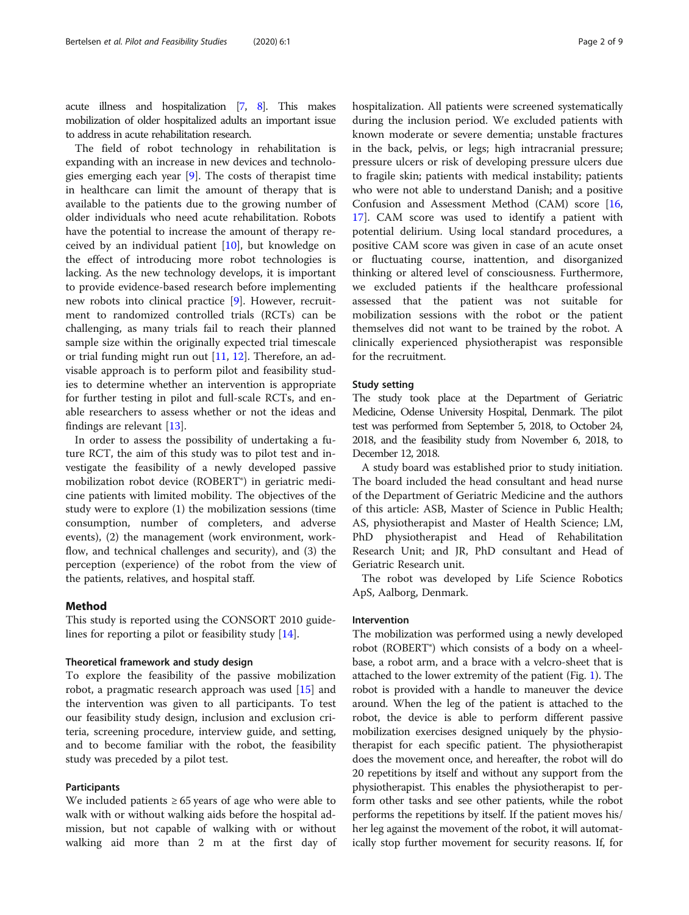acute illness and hospitalization [7, 8]. This makes mobilization of older hospitalized adults an important issue to address in acute rehabilitation research.

The field of robot technology in rehabilitation is expanding with an increase in new devices and technologies emerging each year [9]. The costs of therapist time in healthcare can limit the amount of therapy that is available to the patients due to the growing number of older individuals who need acute rehabilitation. Robots have the potential to increase the amount of therapy received by an individual patient [10], but knowledge on the effect of introducing more robot technologies is lacking. As the new technology develops, it is important to provide evidence-based research before implementing new robots into clinical practice [9]. However, recruitment to randomized controlled trials (RCTs) can be challenging, as many trials fail to reach their planned sample size within the originally expected trial timescale or trial funding might run out [11, 12]. Therefore, an advisable approach is to perform pilot and feasibility studies to determine whether an intervention is appropriate for further testing in pilot and full-scale RCTs, and enable researchers to assess whether or not the ideas and findings are relevant [13].

In order to assess the possibility of undertaking a future RCT, the aim of this study was to pilot test and investigate the feasibility of a newly developed passive mobilization robot device (ROBERT®) in geriatric medicine patients with limited mobility. The objectives of the study were to explore (1) the mobilization sessions (time consumption, number of completers, and adverse events), (2) the management (work environment, workflow, and technical challenges and security), and (3) the perception (experience) of the robot from the view of the patients, relatives, and hospital staff.

## Method

This study is reported using the CONSORT 2010 guidelines for reporting a pilot or feasibility study [14].

### Theoretical framework and study design

To explore the feasibility of the passive mobilization robot, a pragmatic research approach was used [15] and the intervention was given to all participants. To test our feasibility study design, inclusion and exclusion criteria, screening procedure, interview guide, and setting, and to become familiar with the robot, the feasibility study was preceded by a pilot test.

### Participants

We included patients ≥ 65 years of age who were able to walk with or without walking aids before the hospital admission, but not capable of walking with or without walking aid more than 2 m at the first day of hospitalization. All patients were screened systematically during the inclusion period. We excluded patients with known moderate or severe dementia; unstable fractures in the back, pelvis, or legs; high intracranial pressure; pressure ulcers or risk of developing pressure ulcers due to fragile skin; patients with medical instability; patients who were not able to understand Danish; and a positive Confusion and Assessment Method (CAM) score [16, 17]. CAM score was used to identify a patient with potential delirium. Using local standard procedures, a positive CAM score was given in case of an acute onset or fluctuating course, inattention, and disorganized thinking or altered level of consciousness. Furthermore, we excluded patients if the healthcare professional assessed that the patient was not suitable for mobilization sessions with the robot or the patient themselves did not want to be trained by the robot. A clinically experienced physiotherapist was responsible for the recruitment.

### Study setting

The study took place at the Department of Geriatric Medicine, Odense University Hospital, Denmark. The pilot test was performed from September 5, 2018, to October 24, 2018, and the feasibility study from November 6, 2018, to December 12, 2018.

A study board was established prior to study initiation. The board included the head consultant and head nurse of the Department of Geriatric Medicine and the authors of this article: ASB, Master of Science in Public Health; AS, physiotherapist and Master of Health Science; LM, PhD physiotherapist and Head of Rehabilitation Research Unit; and JR, PhD consultant and Head of Geriatric Research unit.

The robot was developed by Life Science Robotics ApS, Aalborg, Denmark.

### Intervention

The mobilization was performed using a newly developed robot (ROBERT®) which consists of a body on a wheelbase, a robot arm, and a brace with a velcro-sheet that is attached to the lower extremity of the patient (Fig. 1). The robot is provided with a handle to maneuver the device around. When the leg of the patient is attached to the robot, the device is able to perform different passive mobilization exercises designed uniquely by the physiotherapist for each specific patient. The physiotherapist does the movement once, and hereafter, the robot will do 20 repetitions by itself and without any support from the physiotherapist. This enables the physiotherapist to perform other tasks and see other patients, while the robot performs the repetitions by itself. If the patient moves his/her leg against the movement of the robot, it will automatically stop further movement for security reasons. If, for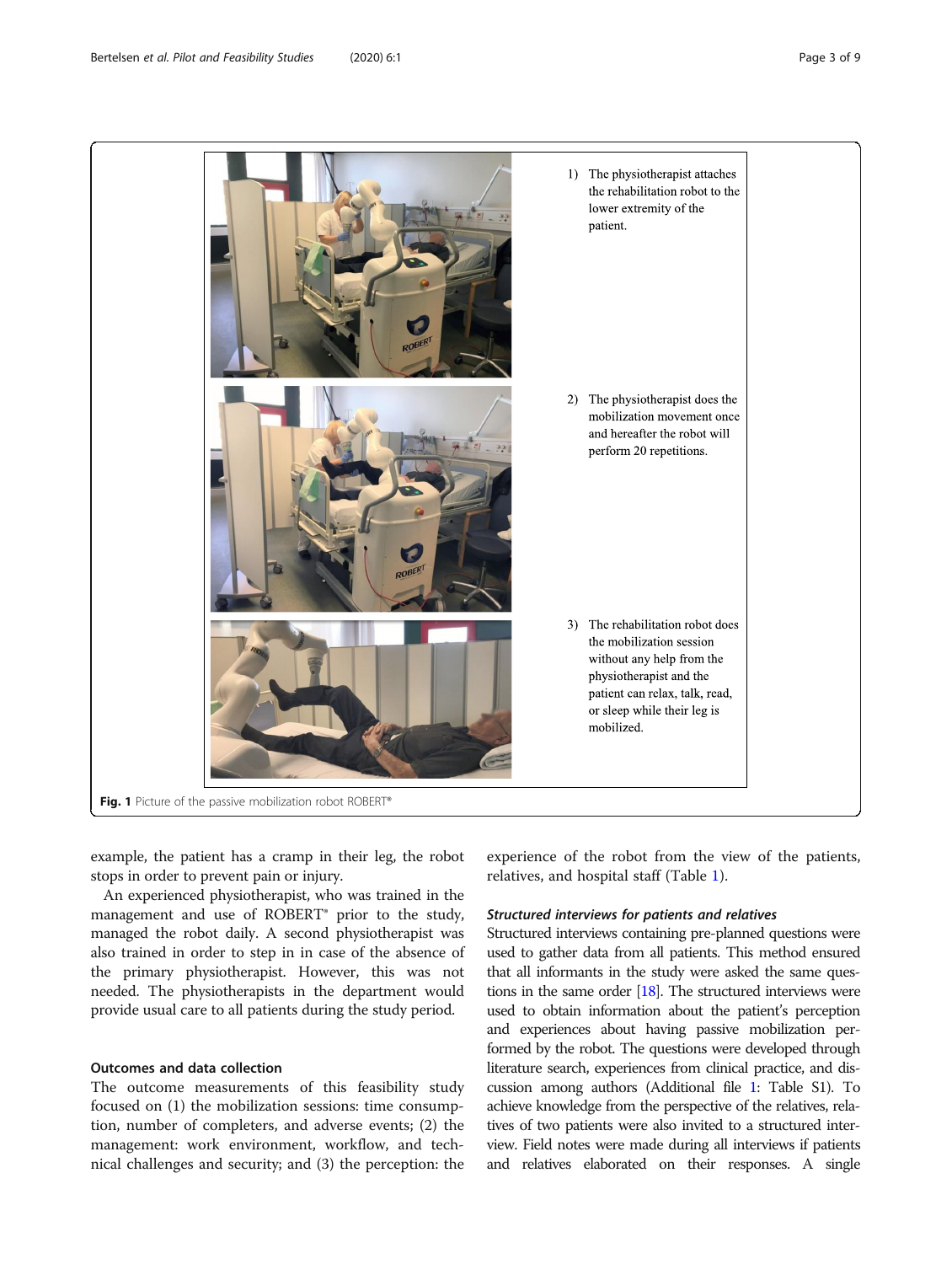1) The physiotherapist attaches the rehabilitation robot to the lower extremity of the patient.

2) The physiotherapist does the mobilization movement once and hereafter the robot will perform 20 repetitions.

3) The rehabilitation robot does the mobilization session without any help from the physiotherapist and the patient can relax, talk, read, or sleep while their leg is mobilized.

**Fig. 1** Picture of the passive mobilization robot ROBERT®

example, the patient has a cramp in their leg, the robot stops in order to prevent pain or injury.

An experienced physiotherapist, who was trained in the management and use of ROBERT® prior to the study, managed the robot daily. A second physiotherapist was also trained in order to step in in case of the absence of the primary physiotherapist. However, this was not needed. The physiotherapists in the department would provide usual care to all patients during the study period.

### Outcomes and data collection

The outcome measurements of this feasibility study focused on (1) the mobilization sessions: time consumption, number of completers, and adverse events; (2) the management: work environment, workflow, and technical challenges and security; and (3) the perception: the experience of the robot from the view of the patients, relatives, and hospital staff (Table 1).

#### *Structured interviews for patients and relatives*

Structured interviews containing pre-planned questions were used to gather data from all patients. This method ensured that all informants in the study were asked the same questions in the same order [18]. The structured interviews were used to obtain information about the patient's perception and experiences about having passive mobilization performed by the robot. The questions were developed through literature search, experiences from clinical practice, and discussion among authors (Additional file 1: Table S1). To achieve knowledge from the perspective of the relatives, relatives of two patients were also invited to a structured interview. Field notes were made during all interviews if patients and relatives elaborated on their responses. A single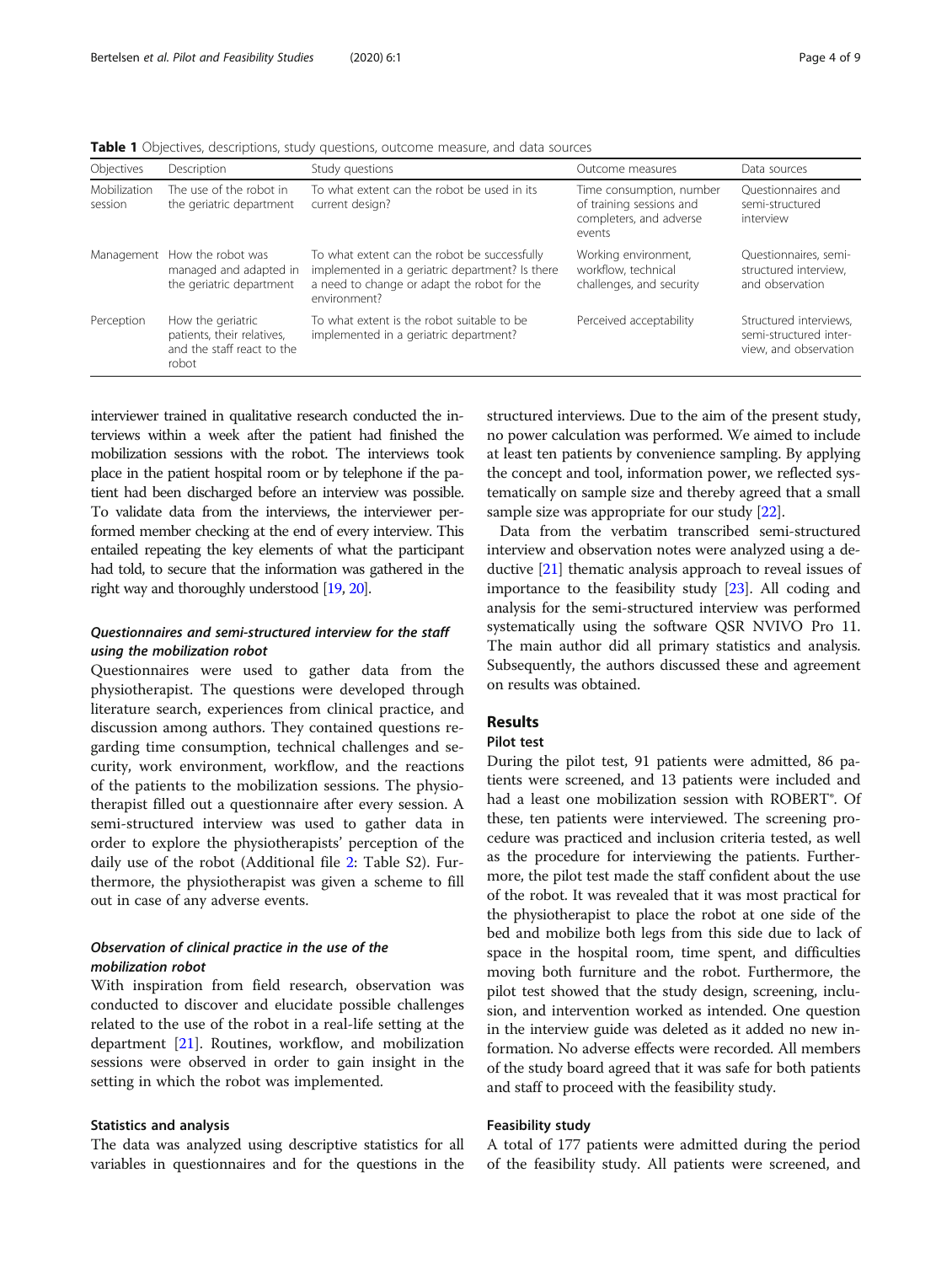**Table 1** Objectives, descriptions, study questions, outcome measure, and data sources

| Objectives | Description | Study questions | Outcome measures | Data sources |
|---|---|---|---|---|
| Mobilization session | The use of the robot in the geriatric department | To what extent can the robot be used in its current design? | Time consumption, number of training sessions and completers, and adverse events | Questionnaires and semi-structured interview |
| Management | How the robot was managed and adapted in the geriatric department | To what extent can the robot be successfully implemented in a geriatric department? Is there a need to change or adapt the robot for the environment? | Working environment, workflow, technical challenges, and security | Questionnaires, semi-structured interview, and observation |
| Perception | How the geriatric patients, their relatives, and the staff react to the robot | To what extent is the robot suitable to be implemented in a geriatric department? | Perceived acceptability | Structured interviews, semi-structured interview, and observation |

interviewer trained in qualitative research conducted the interviews within a week after the patient had finished the mobilization sessions with the robot. The interviews took place in the patient hospital room or by telephone if the patient had been discharged before an interview was possible. To validate data from the interviews, the interviewer performed member checking at the end of every interview. This entailed repeating the key elements of what the participant had told, to secure that the information was gathered in the right way and thoroughly understood [19, 20].

### *Questionnaires and semi-structured interview for the staff using the mobilization robot*

Questionnaires were used to gather data from the physiotherapist. The questions were developed through literature search, experiences from clinical practice, and discussion among authors. They contained questions regarding time consumption, technical challenges and security, work environment, workflow, and the reactions of the patients to the mobilization sessions. The physiotherapist filled out a questionnaire after every session. A semi-structured interview was used to gather data in order to explore the physiotherapists' perception of the daily use of the robot (Additional file 2: Table S2). Furthermore, the physiotherapist was given a scheme to fill out in case of any adverse events.

### *Observation of clinical practice in the use of the mobilization robot*

With inspiration from field research, observation was conducted to discover and elucidate possible challenges related to the use of the robot in a real-life setting at the department [21]. Routines, workflow, and mobilization sessions were observed in order to gain insight in the setting in which the robot was implemented.

### Statistics and analysis

The data was analyzed using descriptive statistics for all variables in questionnaires and for the questions in the structured interviews. Due to the aim of the present study, no power calculation was performed. We aimed to include at least ten patients by convenience sampling. By applying the concept and tool, information power, we reflected systematically on sample size and thereby agreed that a small sample size was appropriate for our study [22].

Data from the verbatim transcribed semi-structured interview and observation notes were analyzed using a deductive [21] thematic analysis approach to reveal issues of importance to the feasibility study [23]. All coding and analysis for the semi-structured interview was performed systematically using the software QSR NVIVO Pro 11. The main author did all primary statistics and analysis. Subsequently, the authors discussed these and agreement on results was obtained.

## Results

### Pilot test

During the pilot test, 91 patients were admitted, 86 patients were screened, and 13 patients were included and had a least one mobilization session with ROBERT®. Of these, ten patients were interviewed. The screening procedure was practiced and inclusion criteria tested, as well as the procedure for interviewing the patients. Furthermore, the pilot test made the staff confident about the use of the robot. It was revealed that it was most practical for the physiotherapist to place the robot at one side of the bed and mobilize both legs from this side due to lack of space in the hospital room, time spent, and difficulties moving both furniture and the robot. Furthermore, the pilot test showed that the study design, screening, inclusion, and intervention worked as intended. One question in the interview guide was deleted as it added no new information. No adverse effects were recorded. All members of the study board agreed that it was safe for both patients and staff to proceed with the feasibility study.

### Feasibility study

A total of 177 patients were admitted during the period of the feasibility study. All patients were screened, and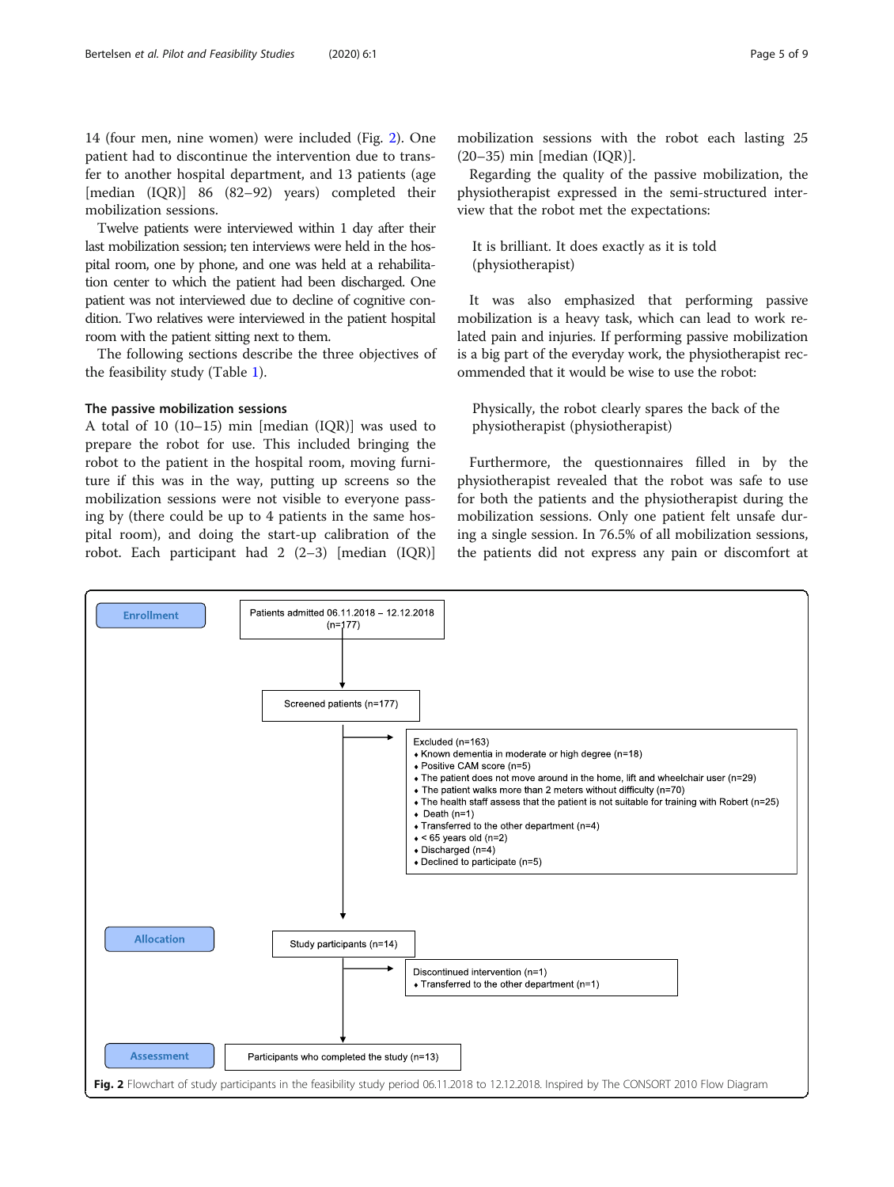14 (four men, nine women) were included (Fig. 2). One patient had to discontinue the intervention due to transfer to another hospital department, and 13 patients (age [median (IQR)] 86 (82–92) years) completed their mobilization sessions.

Twelve patients were interviewed within 1 day after their last mobilization session; ten interviews were held in the hospital room, one by phone, and one was held at a rehabilitation center to which the patient had been discharged. One patient was not interviewed due to decline of cognitive condition. Two relatives were interviewed in the patient hospital room with the patient sitting next to them.

The following sections describe the three objectives of the feasibility study (Table 1).

### The passive mobilization sessions

A total of 10 (10–15) min [median (IQR)] was used to prepare the robot for use. This included bringing the robot to the patient in the hospital room, moving furniture if this was in the way, putting up screens so the mobilization sessions were not visible to everyone passing by (there could be up to 4 patients in the same hospital room), and doing the start-up calibration of the robot. Each participant had 2 (2–3) [median (IQR)] mobilization sessions with the robot each lasting 25 (20–35) min [median (IQR)].

Regarding the quality of the passive mobilization, the physiotherapist expressed in the semi-structured interview that the robot met the expectations:

> It is brilliant. It does exactly as it is told (physiotherapist)

It was also emphasized that performing passive mobilization is a heavy task, which can lead to work related pain and injuries. If performing passive mobilization is a big part of the everyday work, the physiotherapist recommended that it would be wise to use the robot:

> Physically, the robot clearly spares the back of the physiotherapist (physiotherapist)

Furthermore, the questionnaires filled in by the physiotherapist revealed that the robot was safe to use for both the patients and the physiotherapist during the mobilization sessions. Only one patient felt unsafe during a single session. In 76.5% of all mobilization sessions, the patients did not express any pain or discomfort at

**Enrollment**

Patients admitted 06.11.2018 – 12.12.2018 (n=177)

Screened patients (n=177)

Excluded (n=163)
- Known dementia in moderate or high degree (n=18)
- Positive CAM score (n=5)
- The patient does not move around in the home, lift and wheelchair user (n=29)
- The patient walks more than 2 meters without difficulty (n=70)
- The health staff assess that the patient is not suitable for training with Robert (n=25)
- Death (n=1)
- Transferred to the other department (n=4)
- < 65 years old (n=2)
- Discharged (n=4)
- Declined to participate (n=5)

**Allocation**

Study participants (n=14)

Discontinued intervention (n=1)
- Transferred to the other department (n=1)

**Assessment**

Participants who completed the study (n=13)

**Fig. 2** Flowchart of study participants in the feasibility study period 06.11.2018 to 12.12.2018. Inspired by The CONSORT 2010 Flow Diagram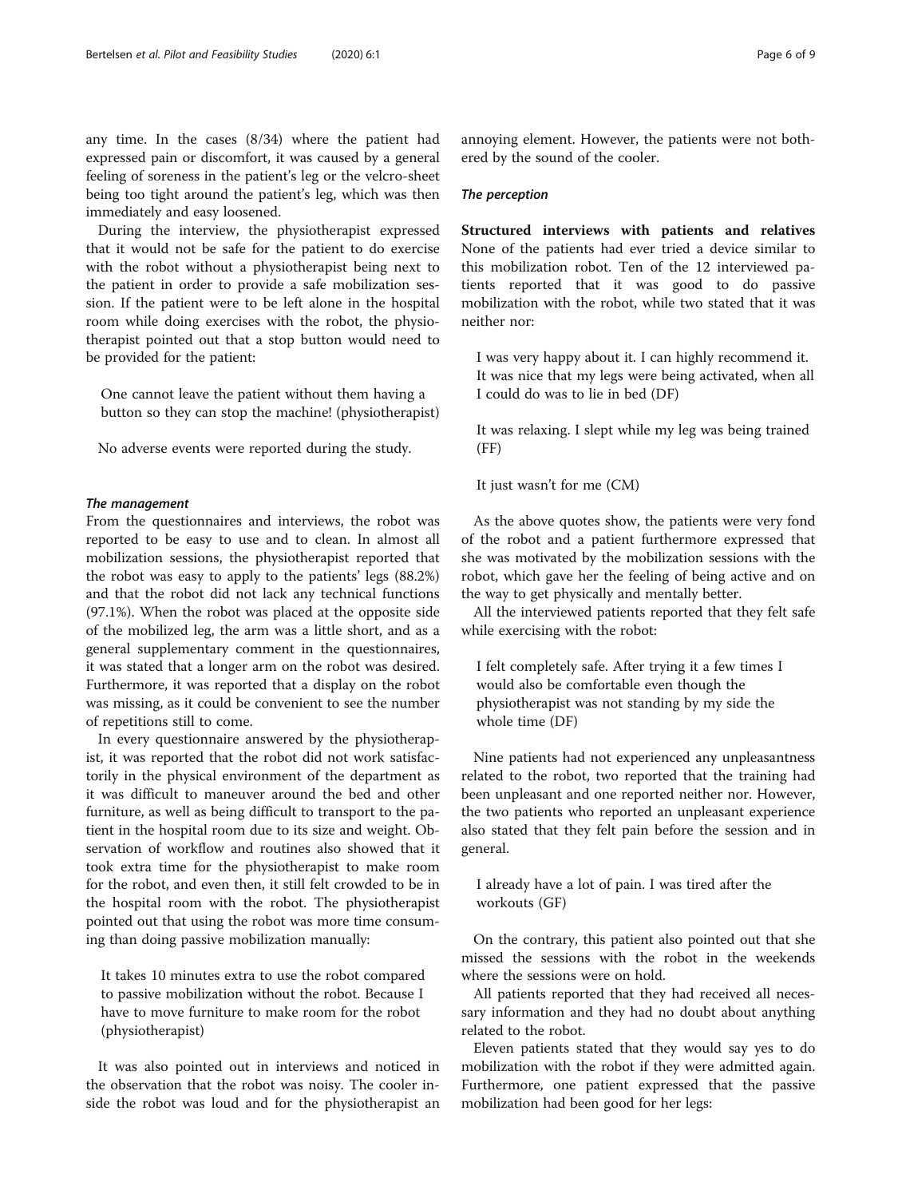any time. In the cases (8/34) where the patient had expressed pain or discomfort, it was caused by a general feeling of soreness in the patient's leg or the velcro-sheet being too tight around the patient's leg, which was then immediately and easy loosened.

During the interview, the physiotherapist expressed that it would not be safe for the patient to do exercise with the robot without a physiotherapist being next to the patient in order to provide a safe mobilization session. If the patient were to be left alone in the hospital room while doing exercises with the robot, the physiotherapist pointed out that a stop button would need to be provided for the patient:

> One cannot leave the patient without them having a button so they can stop the machine! (physiotherapist)

No adverse events were reported during the study.

#### *The management*

From the questionnaires and interviews, the robot was reported to be easy to use and to clean. In almost all mobilization sessions, the physiotherapist reported that the robot was easy to apply to the patients' legs (88.2%) and that the robot did not lack any technical functions (97.1%). When the robot was placed at the opposite side of the mobilized leg, the arm was a little short, and as a general supplementary comment in the questionnaires, it was stated that a longer arm on the robot was desired. Furthermore, it was reported that a display on the robot was missing, as it could be convenient to see the number of repetitions still to come.

In every questionnaire answered by the physiotherapist, it was reported that the robot did not work satisfactorily in the physical environment of the department as it was difficult to maneuver around the bed and other furniture, as well as being difficult to transport to the patient in the hospital room due to its size and weight. Observation of workflow and routines also showed that it took extra time for the physiotherapist to make room for the robot, and even then, it still felt crowded to be in the hospital room with the robot. The physiotherapist pointed out that using the robot was more time consuming than doing passive mobilization manually:

> It takes 10 minutes extra to use the robot compared to passive mobilization without the robot. Because I have to move furniture to make room for the robot (physiotherapist)

It was also pointed out in interviews and noticed in the observation that the robot was noisy. The cooler inside the robot was loud and for the physiotherapist an annoying element. However, the patients were not bothered by the sound of the cooler.

#### *The perception*

**Structured interviews with patients and relatives** None of the patients had ever tried a device similar to this mobilization robot. Ten of the 12 interviewed patients reported that it was good to do passive mobilization with the robot, while two stated that it was neither nor:

> I was very happy about it. I can highly recommend it. It was nice that my legs were being activated, when all I could do was to lie in bed (DF)

> It was relaxing. I slept while my leg was being trained (FF)

> It just wasn't for me (CM)

As the above quotes show, the patients were very fond of the robot and a patient furthermore expressed that she was motivated by the mobilization sessions with the robot, which gave her the feeling of being active and on the way to get physically and mentally better.

All the interviewed patients reported that they felt safe while exercising with the robot:

> I felt completely safe. After trying it a few times I would also be comfortable even though the physiotherapist was not standing by my side the whole time (DF)

Nine patients had not experienced any unpleasantness related to the robot, two reported that the training had been unpleasant and one reported neither nor. However, the two patients who reported an unpleasant experience also stated that they felt pain before the session and in general.

> I already have a lot of pain. I was tired after the workouts (GF)

On the contrary, this patient also pointed out that she missed the sessions with the robot in the weekends where the sessions were on hold.

All patients reported that they had received all necessary information and they had no doubt about anything related to the robot.

Eleven patients stated that they would say yes to do mobilization with the robot if they were admitted again. Furthermore, one patient expressed that the passive mobilization had been good for her legs: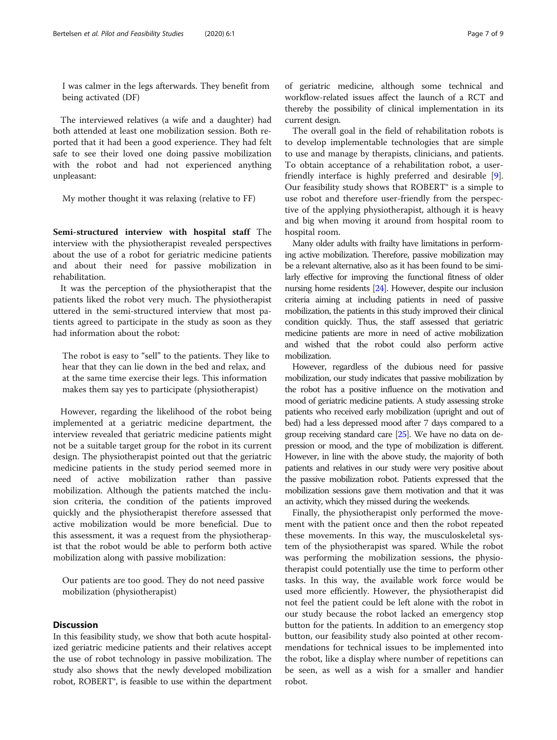I was calmer in the legs afterwards. They benefit from being activated (DF)

The interviewed relatives (a wife and a daughter) had both attended at least one mobilization session. Both reported that it had been a good experience. They had felt safe to see their loved one doing passive mobilization with the robot and had not experienced anything unpleasant:

My mother thought it was relaxing (relative to FF)

**Semi-structured interview with hospital staff** The interview with the physiotherapist revealed perspectives about the use of a robot for geriatric medicine patients and about their need for passive mobilization in rehabilitation.

It was the perception of the physiotherapist that the patients liked the robot very much. The physiotherapist uttered in the semi-structured interview that most patients agreed to participate in the study as soon as they had information about the robot:

The robot is easy to "sell" to the patients. They like to hear that they can lie down in the bed and relax, and at the same time exercise their legs. This information makes them say yes to participate (physiotherapist)

However, regarding the likelihood of the robot being implemented at a geriatric medicine department, the interview revealed that geriatric medicine patients might not be a suitable target group for the robot in its current design. The physiotherapist pointed out that the geriatric medicine patients in the study period seemed more in need of active mobilization rather than passive mobilization. Although the patients matched the inclusion criteria, the condition of the patients improved quickly and the physiotherapist therefore assessed that active mobilization would be more beneficial. Due to this assessment, it was a request from the physiotherapist that the robot would be able to perform both active mobilization along with passive mobilization:

Our patients are too good. They do not need passive mobilization (physiotherapist)

## Discussion

In this feasibility study, we show that both acute hospitalized geriatric medicine patients and their relatives accept the use of robot technology in passive mobilization. The study also shows that the newly developed mobilization robot, ROBERT®, is feasible to use within the department of geriatric medicine, although some technical and workflow-related issues affect the launch of a RCT and thereby the possibility of clinical implementation in its current design.

The overall goal in the field of rehabilitation robots is to develop implementable technologies that are simple to use and manage by therapists, clinicians, and patients. To obtain acceptance of a rehabilitation robot, a user-friendly interface is highly preferred and desirable [9]. Our feasibility study shows that ROBERT® is a simple to use robot and therefore user-friendly from the perspective of the applying physiotherapist, although it is heavy and big when moving it around from hospital room to hospital room.

Many older adults with frailty have limitations in performing active mobilization. Therefore, passive mobilization may be a relevant alternative, also as it has been found to be similarly effective for improving the functional fitness of older nursing home residents [24]. However, despite our inclusion criteria aiming at including patients in need of passive mobilization, the patients in this study improved their clinical condition quickly. Thus, the staff assessed that geriatric medicine patients are more in need of active mobilization and wished that the robot could also perform active mobilization.

However, regardless of the dubious need for passive mobilization, our study indicates that passive mobilization by the robot has a positive influence on the motivation and mood of geriatric medicine patients. A study assessing stroke patients who received early mobilization (upright and out of bed) had a less depressed mood after 7 days compared to a group receiving standard care [25]. We have no data on depression or mood, and the type of mobilization is different. However, in line with the above study, the majority of both patients and relatives in our study were very positive about the passive mobilization robot. Patients expressed that the mobilization sessions gave them motivation and that it was an activity, which they missed during the weekends.

Finally, the physiotherapist only performed the movement with the patient once and then the robot repeated these movements. In this way, the musculoskeletal system of the physiotherapist was spared. While the robot was performing the mobilization sessions, the physiotherapist could potentially use the time to perform other tasks. In this way, the available work force would be used more efficiently. However, the physiotherapist did not feel the patient could be left alone with the robot in our study because the robot lacked an emergency stop button for the patients. In addition to an emergency stop button, our feasibility study also pointed at other recommendations for technical issues to be implemented into the robot, like a display where number of repetitions can be seen, as well as a wish for a smaller and handier robot.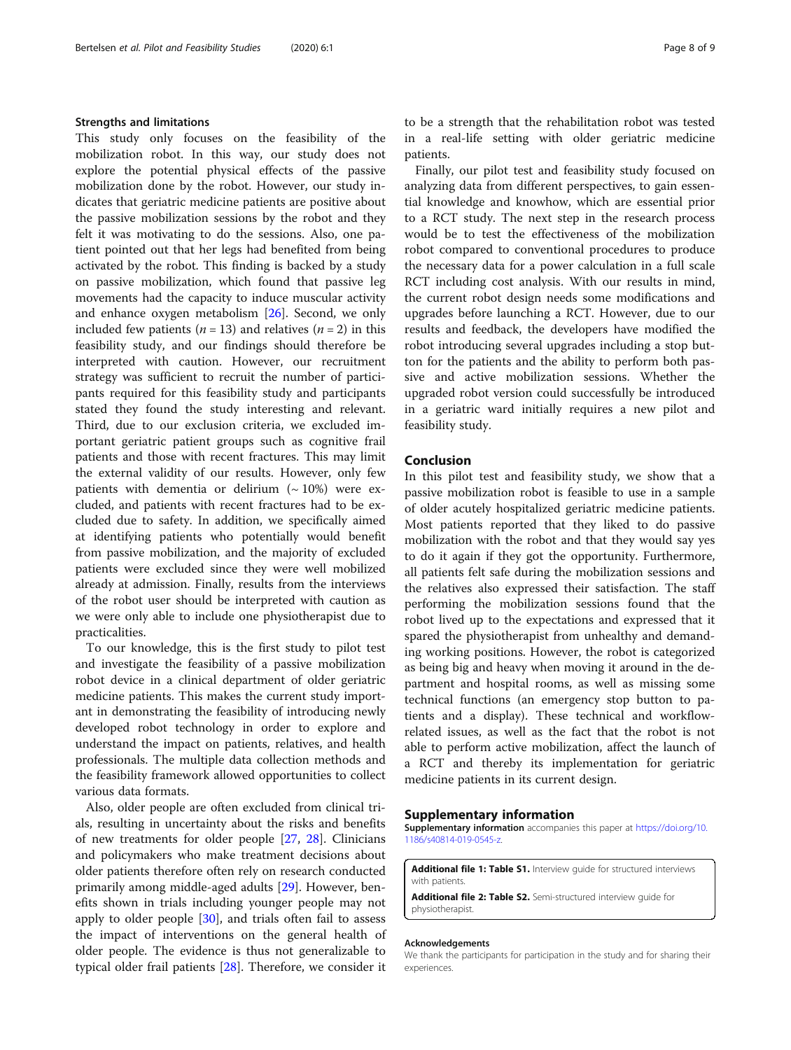### Strengths and limitations

This study only focuses on the feasibility of the mobilization robot. In this way, our study does not explore the potential physical effects of the passive mobilization done by the robot. However, our study indicates that geriatric medicine patients are positive about the passive mobilization sessions by the robot and they felt it was motivating to do the sessions. Also, one patient pointed out that her legs had benefited from being activated by the robot. This finding is backed by a study on passive mobilization, which found that passive leg movements had the capacity to induce muscular activity and enhance oxygen metabolism [26]. Second, we only included few patients ($n = 13$) and relatives ($n = 2$) in this feasibility study, and our findings should therefore be interpreted with caution. However, our recruitment strategy was sufficient to recruit the number of participants required for this feasibility study and participants stated they found the study interesting and relevant. Third, due to our exclusion criteria, we excluded important geriatric patient groups such as cognitive frail patients and those with recent fractures. This may limit the external validity of our results. However, only few patients with dementia or delirium (~ 10%) were excluded, and patients with recent fractures had to be excluded due to safety. In addition, we specifically aimed at identifying patients who potentially would benefit from passive mobilization, and the majority of excluded patients were excluded since they were well mobilized already at admission. Finally, results from the interviews of the robot user should be interpreted with caution as we were only able to include one physiotherapist due to practicalities.

To our knowledge, this is the first study to pilot test and investigate the feasibility of a passive mobilization robot device in a clinical department of older geriatric medicine patients. This makes the current study important in demonstrating the feasibility of introducing newly developed robot technology in order to explore and understand the impact on patients, relatives, and health professionals. The multiple data collection methods and the feasibility framework allowed opportunities to collect various data formats.

Also, older people are often excluded from clinical trials, resulting in uncertainty about the risks and benefits of new treatments for older people [27, 28]. Clinicians and policymakers who make treatment decisions about older patients therefore often rely on research conducted primarily among middle-aged adults [29]. However, benefits shown in trials including younger people may not apply to older people [30], and trials often fail to assess the impact of interventions on the general health of older people. The evidence is thus not generalizable to typical older frail patients [28]. Therefore, we consider it to be a strength that the rehabilitation robot was tested in a real-life setting with older geriatric medicine patients.

Finally, our pilot test and feasibility study focused on analyzing data from different perspectives, to gain essential knowledge and knowhow, which are essential prior to a RCT study. The next step in the research process would be to test the effectiveness of the mobilization robot compared to conventional procedures to produce the necessary data for a power calculation in a full scale RCT including cost analysis. With our results in mind, the current robot design needs some modifications and upgrades before launching a RCT. However, due to our results and feedback, the developers have modified the robot introducing several upgrades including a stop button for the patients and the ability to perform both passive and active mobilization sessions. Whether the upgraded robot version could successfully be introduced in a geriatric ward initially requires a new pilot and feasibility study.

## Conclusion

In this pilot test and feasibility study, we show that a passive mobilization robot is feasible to use in a sample of older acutely hospitalized geriatric medicine patients. Most patients reported that they liked to do passive mobilization with the robot and that they would say yes to do it again if they got the opportunity. Furthermore, all patients felt safe during the mobilization sessions and the relatives also expressed their satisfaction. The staff performing the mobilization sessions found that the robot lived up to the expectations and expressed that it spared the physiotherapist from unhealthy and demanding working positions. However, the robot is categorized as being big and heavy when moving it around in the department and hospital rooms, as well as missing some technical functions (an emergency stop button to patients and a display). These technical and workflow-related issues, as well as the fact that the robot is not able to perform active mobilization, affect the launch of a RCT and thereby its implementation for geriatric medicine patients in its current design.

## Supplementary information

**Supplementary information** accompanies this paper at https://doi.org/10.1186/s40814-019-0545-z.

**Additional file 1: Table S1.** Interview guide for structured interviews with patients.

**Additional file 2: Table S2.** Semi-structured interview guide for physiotherapist.

#### Acknowledgements

We thank the participants for participation in the study and for sharing their experiences.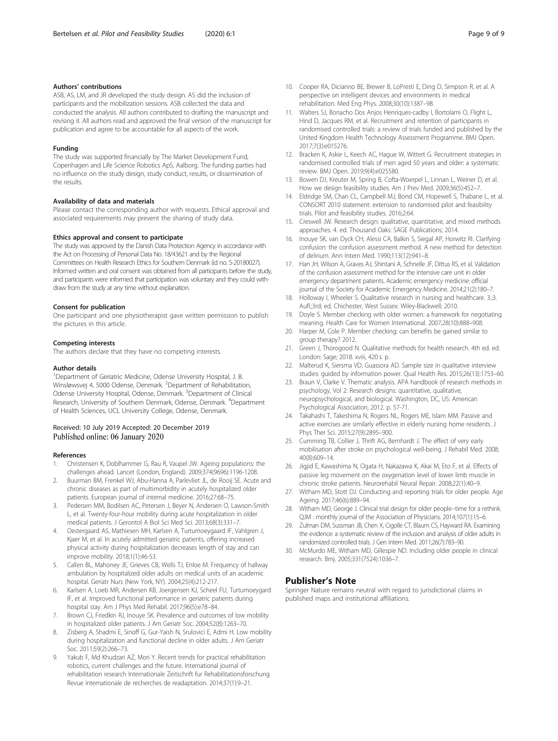#### Authors' contributions

ASB, AS, LM, and JR developed the study design. AS did the inclusion of participants and the mobilization sessions. ASB collected the data and conducted the analysis. All authors contributed to drafting the manuscript and revising it. All authors read and approved the final version of the manuscript for publication and agree to be accountable for all aspects of the work.

#### Funding

The study was supported financially by The Market Development Fund, Copenhagen and Life Science Robotics ApS, Aalborg. The funding parties had no influence on the study design, study conduct, results, or dissemination of the results.

#### Availability of data and materials

Please contact the corresponding author with requests. Ethical approval and associated requirements may prevent the sharing of study data.

#### Ethics approval and consent to participate

The study was approved by the Danish Data Protection Agency in accordance with the Act on Processing of Personal Data No. 18/43621 and by the Regional Committees on Health Research Ethics for Southern Denmark (id no. S-20180027). Informed written and oral consent was obtained from all participants before the study, and participants were informed that participation was voluntary and they could withdraw from the study at any time without explanation.

#### Consent for publication

One participant and one physiotherapist gave written permission to publish the pictures in this article.

#### Competing interests

The authors declare that they have no competing interests.

#### Author details

[1]Department of Geriatric Medicine, Odense University Hospital, J. B. Winsløwsvej 4, 5000 Odense, Denmark. [2]Department of Rehabilitation, Odense University Hospital, Odense, Denmark. [3]Department of Clinical Research, University of Southern Denmark, Odense, Denmark. [4]Department of Health Sciences, UCL University College, Odense, Denmark.

Received: 10 July 2019 Accepted: 20 December 2019
Published online: 06 January 2020

#### References

1. Christensen K, Doblhammer G, Rau R, Vaupel JW. Ageing populations: the challenges ahead. Lancet (London, England). 2009;374(9696):1196-1208.
2. Buurman BM, Frenkel WJ, Abu-Hanna A, Parlevliet JL, de Rooij SE. Acute and chronic diseases as part of multimorbidity in acutely hospitalized older patients. European journal of internal medicine. 2016;27:68–75.
3. Pedersen MM, Bodilsen AC, Petersen J, Beyer N, Andersen O, Lawson-Smith L, et al. Twenty-four-hour mobility during acute hospitalization in older medical patients. J Gerontol A Biol Sci Med Sci. 2013;68(3):331–7.
4. Oestergaard AS, Mathiesen MH, Karlsen A, Turtumoeygaard IF, Vahlgren J, Kjaer M, et al. In acutely admitted geriatric patients, offering increased physical activity during hospitalization decreases length of stay and can improve mobility. 2018;1(1):46-53.
5. Callen BL, Mahoney JE, Grieves CB, Wells TJ, Enloe M. Frequency of hallway ambulation by hospitalized older adults on medical units of an academic hospital. Geriatr Nurs (New York, NY). 2004;25(4):212-217.
6. Karlsen A, Loeb MR, Andersen KB, Joergensen KJ, Scheel FU, Turtumoeygard IF, et al. Improved functional performance in geriatric patients during hospital stay. Am J Phys Med Rehabil. 2017;96(5):e78–84.
7. Brown CJ, Friedkin RJ, Inouye SK. Prevalence and outcomes of low mobility in hospitalized older patients. J Am Geriatr Soc. 2004;52(8):1263–70.
8. Zisberg A, Shadmi E, Sinoff G, Gur-Yaish N, Srulovici E, Admi H. Low mobility during hospitalization and functional decline in older adults. J Am Geriatr Soc. 2011;59(2):266–73.
9. Yakub F, Md Khudzari AZ, Mori Y. Recent trends for practical rehabilitation robotics, current challenges and the future. International journal of rehabilitation research Internationale Zeitschrift fur Rehabilitationsforschung Revue internationale de recherches de readaptation. 2014;37(1):9–21.
10. Cooper RA, Dicianno BE, Brewer B, LoPresti E, Ding D, Simpson R, et al. A perspective on intelligent devices and environments in medical rehabilitation. Med Eng Phys. 2008;30(10):1387–98.
11. Walters SJ, Bonacho Dos Anjos Henriques-cadby I, Bortolami O, Flight L, Hind D, Jacques RM, et al. Recruitment and retention of participants in randomised controlled trials: a review of trials funded and published by the United Kingdom Health Technology Assessment Programme. BMJ Open. 2017;7(3):e015276.
12. Bracken K, Askie L, Keech AC, Hague W, Wittert G. Recruitment strategies in randomised controlled trials of men aged 50 years and older: a systematic review. BMJ Open. 2019;9(4):e025580.
13. Bowen DJ, Kreuter M, Spring B, Cofta-Woerpel L, Linnan L, Weiner D, et al. How we design feasibility studies. Am J Prev Med. 2009;36(5):452–7.
14. Eldridge SM, Chan CL, Campbell MJ, Bond CM, Hopewell S, Thabane L, et al. CONSORT 2010 statement: extension to randomised pilot and feasibility trials. Pilot and feasibility studies. 2016;2:64.
15. Creswell JW. Research design: qualitative, quantitative, and mixed methods approaches. 4. ed. Thousand Oaks: SAGE Publications; 2014.
16. Inouye SK, van Dyck CH, Alessi CA, Balkin S, Siegal AP, Horwitz RI. Clarifying confusion: the confusion assessment method. A new method for detection of delirium. Ann Intern Med. 1990;113(12):941–8.
17. Han JH, Wilson A, Graves AJ, Shintani A, Schnelle JF, Dittus RS, et al. Validation of the confusion assessment method for the intensive care unit in older emergency department patients. Academic emergency medicine: official journal of the Society for Academic Emergency Medicine. 2014;21(2):180–7.
18. Holloway I, Wheeler S. Qualitative research in nursing and healthcare. 3.;3. Aufl.;3rd; ed. Chichester, West Sussex: Wiley-Blackwell; 2010.
19. Doyle S. Member checking with older women: a framework for negotiating meaning. Health Care for Women International. 2007;28(10):888–908.
20. Harper M, Cole P. Member checking: can benefits be gained similar to group therapy? 2012.
21. Green J, Thorogood N. Qualitative methods for health research. 4th ed. ed. London: Sage; 2018. xviii, 420 s. p.
22. Malterud K, Siersma VD, Guassora AD. Sample size in qualitative interview studies: guided by information power. Qual Health Res. 2015;26(13):1753–60.
23. Braun V, Clarke V. Thematic analysis. APA handbook of research methods in psychology, Vol 2: Research designs: quantitative, qualitative, neuropsychological, and biological. Washington, DC, US: American Psychological Association; 2012. p. 57-71.
24. Takahashi T, Takeshima N, Rogers NL, Rogers ME, Islam MM. Passive and active exercises are similarly effective in elderly nursing home residents. J Phys Ther Sci. 2015;27(9):2895–900.
25. Cumming TB, Collier J, Thrift AG, Bernhardt J. The effect of very early mobilisation after stroke on psychological well-being. J Rehabil Med. 2008; 40(8):609–14.
26. Jigjid E, Kawashima N, Ogata H, Nakazawa K, Akai M, Eto F, et al. Effects of passive leg movement on the oxygenation level of lower limb muscle in chronic stroke patients. Neurorehabil Neural Repair. 2008;22(1):40–9.
27. Witham MD, Stott DJ. Conducting and reporting trials for older people. Age Ageing. 2017;46(6):889–94.
28. Witham MD, George J. Clinical trial design for older people--time for a rethink. QJM : monthly journal of the Association of Physicians. 2014;107(1):15–6.
29. Zulman DM, Sussman JB, Chen X, Cigolle CT, Blaum CS, Hayward RA. Examining the evidence: a systematic review of the inclusion and analysis of older adults in randomized controlled trials. J Gen Intern Med. 2011;26(7):783–90.
30. McMurdo ME, Witham MD, Gillespie ND. Including older people in clinical research. Bmj. 2005;331(7524):1036–7.

## Publisher's Note

Springer Nature remains neutral with regard to jurisdictional claims in published maps and institutional affiliations.